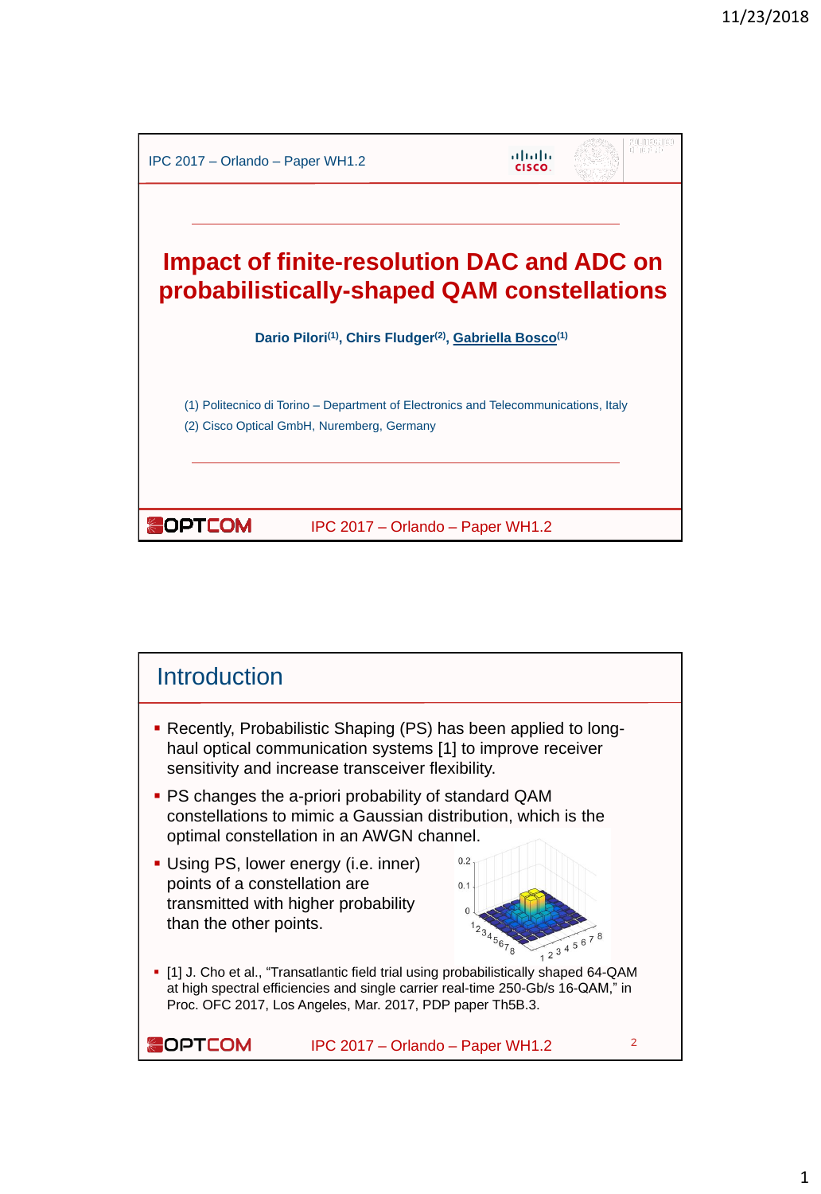# Impact of finite-resolution DAC and ADC on probabilistically-shaped QAM constellations

**Dario Pilori(1), Chirs Fludger(2), Gabriella Bosco(1)**

(1) Politecnico di Torino – Department of Electronics and Telecommunications, Italy

(2) Cisco Optical GmbH, Nuremberg, Germany

## Introduction

- Recently, Probabilistic Shaping (PS) has been applied to long-haul optical communication systems [1] to improve receiver sensitivity and increase transceiver flexibility.
- PS changes the a-priori probability of standard QAM constellations to mimic a Gaussian distribution, which is the optimal constellation in an AWGN channel.
- Using PS, lower energy (i.e. inner) points of a constellation are transmitted with higher probability than the other points.
- [1] J. Cho et al., "Transatlantic field trial using probabilistically shaped 64-QAM at high spectral efficiencies and single carrier real-time 250-Gb/s 16-QAM," in Proc. OFC 2017, Los Angeles, Mar. 2017, PDP paper Th5B.3.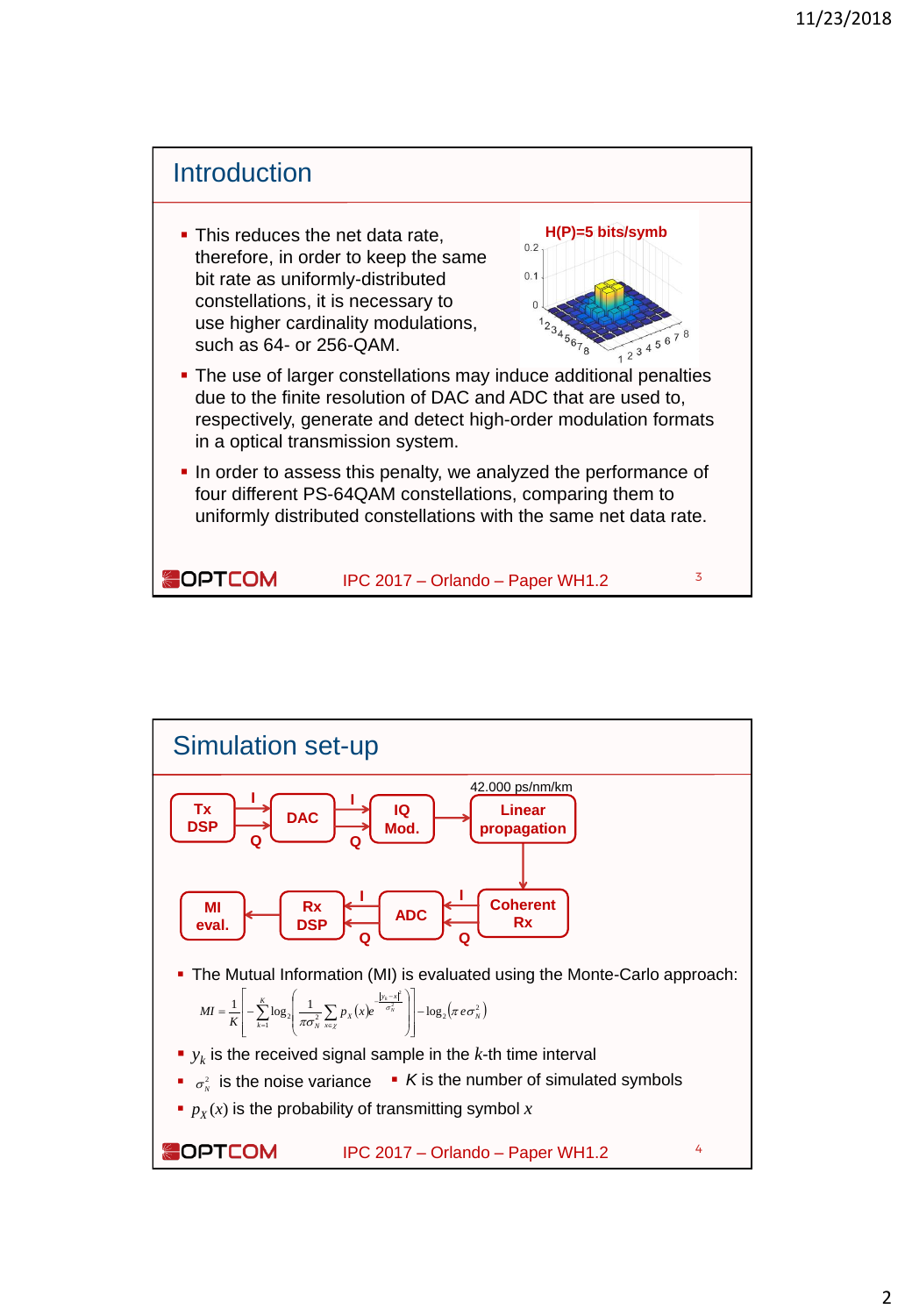## Introduction

- This reduces the net data rate, therefore, in order to keep the same bit rate as uniformly-distributed constellations, it is necessary to use higher cardinality modulations, such as 64- or 256-QAM.

H(P)=5 bits/symb

- The use of larger constellations may induce additional penalties due to the finite resolution of DAC and ADC that are used to, respectively, generate and detect high-order modulation formats in a optical transmission system.
- In order to assess this penalty, we analyzed the performance of four different PS-64QAM constellations, comparing them to uniformly distributed constellations with the same net data rate.

OPTCOM    IPC 2017 – Orlando – Paper WH1.2

## Simulation set-up

Tx DSP → DAC → IQ Mod. → Linear propagation (42.000 ps/nm/km) → Coherent Rx → ADC → Rx DSP → MI eval.

- The Mutual Information (MI) is evaluated using the Monte-Carlo approach:

$$MI = \frac{1}{K}\left[-\sum_{k=1}^{K}\log_2\left(\frac{1}{\pi\sigma_N^2}\sum_{x\in\chi}p_X(x)e^{-\frac{|y_k-x|^2}{\sigma_N^2}}\right)\right]-\log_2\left(\pi e\sigma_N^2\right)$$

- $y_k$ is the received signal sample in the $k$-th time interval
- $\sigma_N^2$ is the noise variance
- $K$ is the number of simulated symbols
- $p_X(x)$ is the probability of transmitting symbol $x$

OPTCOM    IPC 2017 – Orlando – Paper WH1.2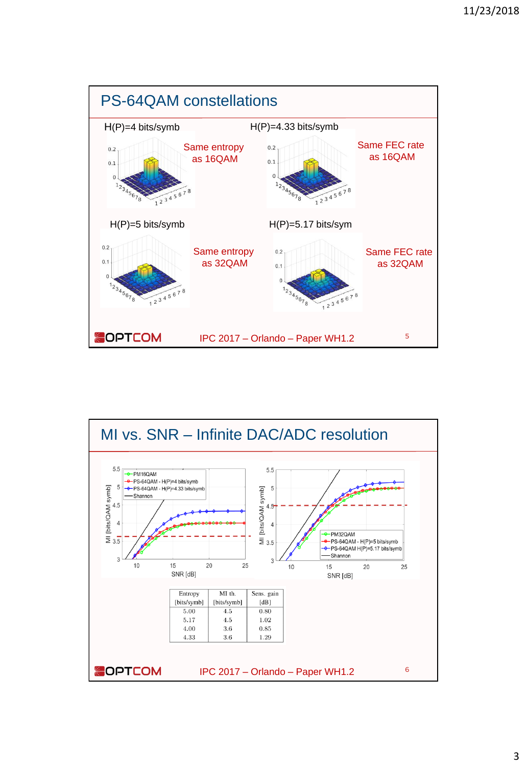## PS-64QAM constellations

H(P)=4 bits/symb — Same entropy as 16QAM

H(P)=4.33 bits/symb — Same FEC rate as 16QAM

H(P)=5 bits/symb — Same entropy as 32QAM

H(P)=5.17 bits/sym — Same FEC rate as 32QAM

IPC 2017 – Orlando – Paper WH1.2

## MI vs. SNR – Infinite DAC/ADC resolution

| Entropy [bits/symb] | MI th. [bits/symb] | Sens. gain [dB] |
|---|---|---|
| 5.00 | 4.5 | 0.80 |
| 5.17 | 4.5 | 1.02 |
| 4.00 | 3.6 | 0.85 |
| 4.33 | 3.6 | 1.29 |

IPC 2017 – Orlando – Paper WH1.2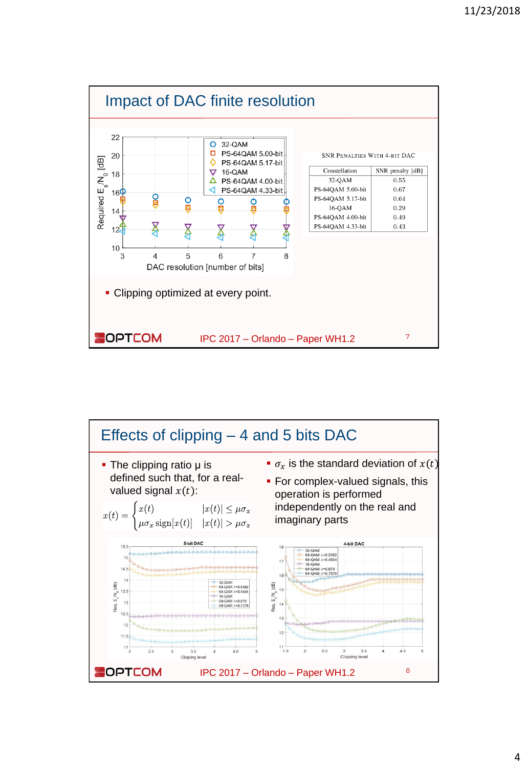## Impact of DAC finite resolution

SNR Penalties With 4-bit DAC

| Constellation | SNR penalty [dB] |
|---|---|
| 32-QAM | 0.55 |
| PS-64QAM 5.00-bit | 0.67 |
| PS-64QAM 5.17-bit | 0.64 |
| 16-QAM | 0.29 |
| PS-64QAM 4.00-bit | 0.49 |
| PS-64QAM 4.33-bit | 0.43 |

- Clipping optimized at every point.

IPC 2017 – Orlando – Paper WH1.2

## Effects of clipping – 4 and 5 bits DAC

- The clipping ratio μ is defined such that, for a real-valued signal $x(t)$:

$$x(t) = \begin{cases} x(t) & |x(t)| \leq \mu\sigma_x \\ \mu\sigma_x \, \text{sign}[x(t)] & |x(t)| > \mu\sigma_x \end{cases}$$

- $\sigma_x$ is the standard deviation of $x(t)$
- For complex-valued signals, this operation is performed independently on the real and imaginary parts

IPC 2017 – Orlando – Paper WH1.2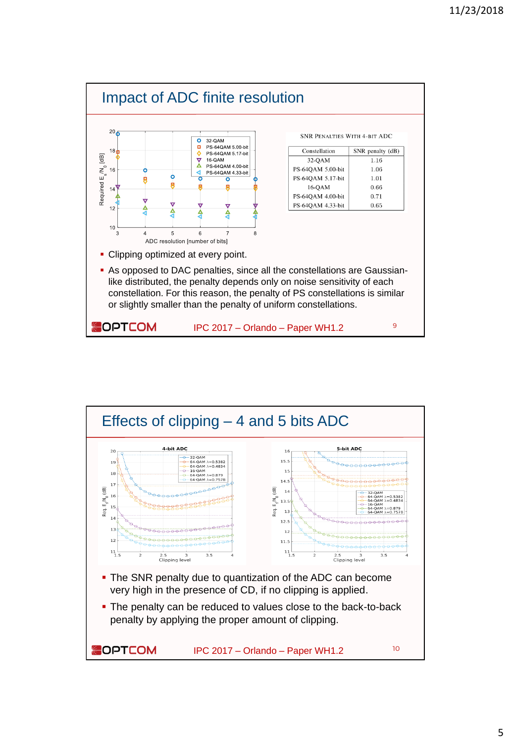## Impact of ADC finite resolution

SNR PENALTIES WITH 4-BIT ADC

| Constellation | SNR penalty (dB) |
|---|---|
| 32-QAM | 1.16 |
| PS-64QAM 5.00-bit | 1.06 |
| PS-64QAM 5.17-bit | 1.01 |
| 16-QAM | 0.66 |
| PS-64QAM 4.00-bit | 0.71 |
| PS-64QAM 4.33-bit | 0.65 |

- Clipping optimized at every point.
- As opposed to DAC penalties, since all the constellations are Gaussian-like distributed, the penalty depends only on noise sensitivity of each constellation. For this reason, the penalty of PS constellations is similar or slightly smaller than the penalty of uniform constellations.

OPTCOM — IPC 2017 – Orlando – Paper WH1.2

## Effects of clipping – 4 and 5 bits ADC

- The SNR penalty due to quantization of the ADC can become very high in the presence of CD, if no clipping is applied.
- The penalty can be reduced to values close to the back-to-back penalty by applying the proper amount of clipping.

OPTCOM — IPC 2017 – Orlando – Paper WH1.2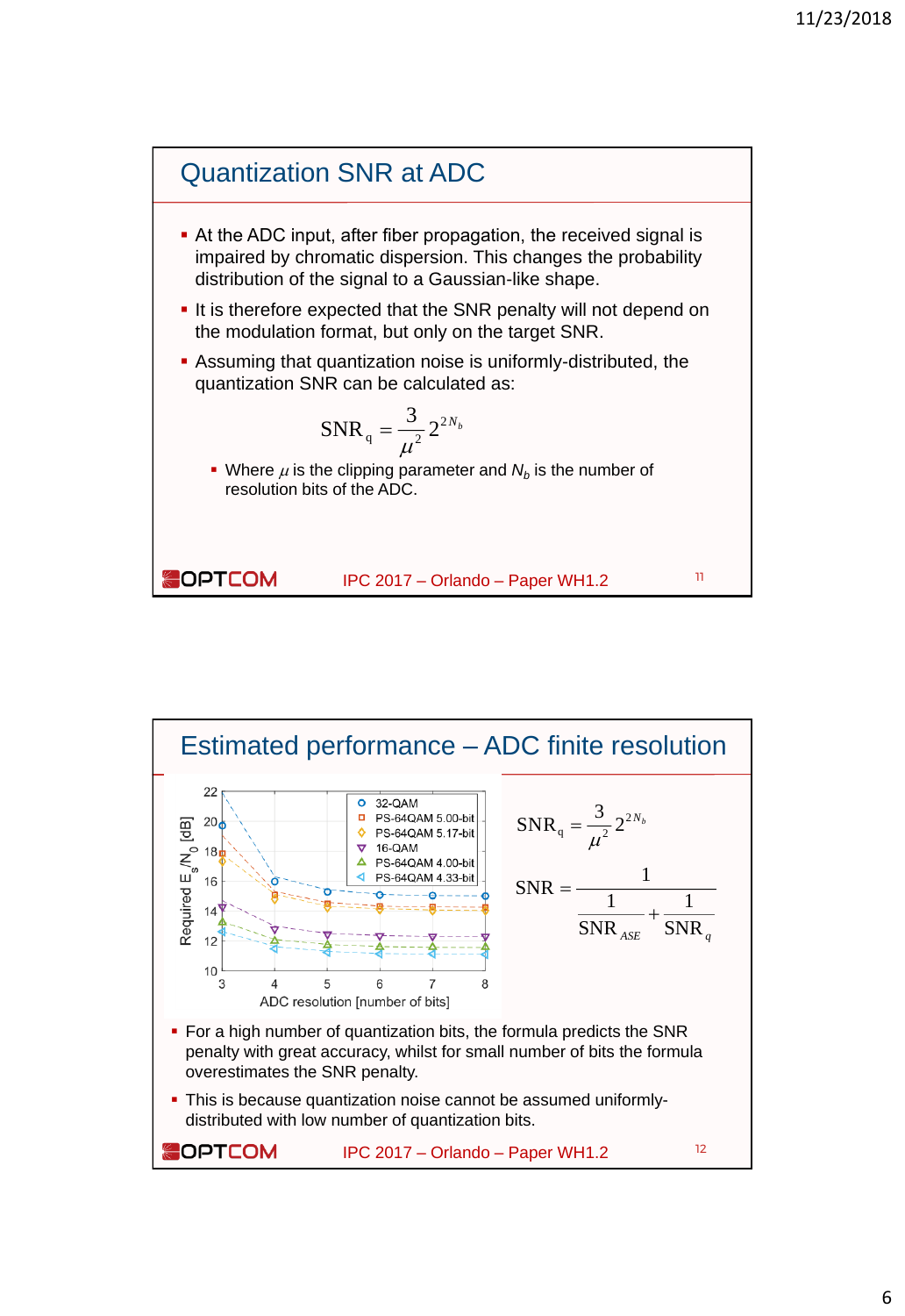## Quantization SNR at ADC

- At the ADC input, after fiber propagation, the received signal is impaired by chromatic dispersion. This changes the probability distribution of the signal to a Gaussian-like shape.
- It is therefore expected that the SNR penalty will not depend on the modulation format, but only on the target SNR.
- Assuming that quantization noise is uniformly-distributed, the quantization SNR can be calculated as:

$$\mathrm{SNR}_q = \frac{3}{\mu^2} 2^{2N_b}$$

  - Where $\mu$ is the clipping parameter and $N_b$ is the number of resolution bits of the ADC.

OPTCOM    IPC 2017 – Orlando – Paper WH1.2

## Estimated performance – ADC finite resolution

$$\mathrm{SNR}_q = \frac{3}{\mu^2} 2^{2N_b}$$

$$\mathrm{SNR} = \frac{1}{\dfrac{1}{\mathrm{SNR}_{ASE}} + \dfrac{1}{\mathrm{SNR}_q}}$$

- For a high number of quantization bits, the formula predicts the SNR penalty with great accuracy, whilst for small number of bits the formula overestimates the SNR penalty.
- This is because quantization noise cannot be assumed uniformly-distributed with low number of quantization bits.

OPTCOM    IPC 2017 – Orlando – Paper WH1.2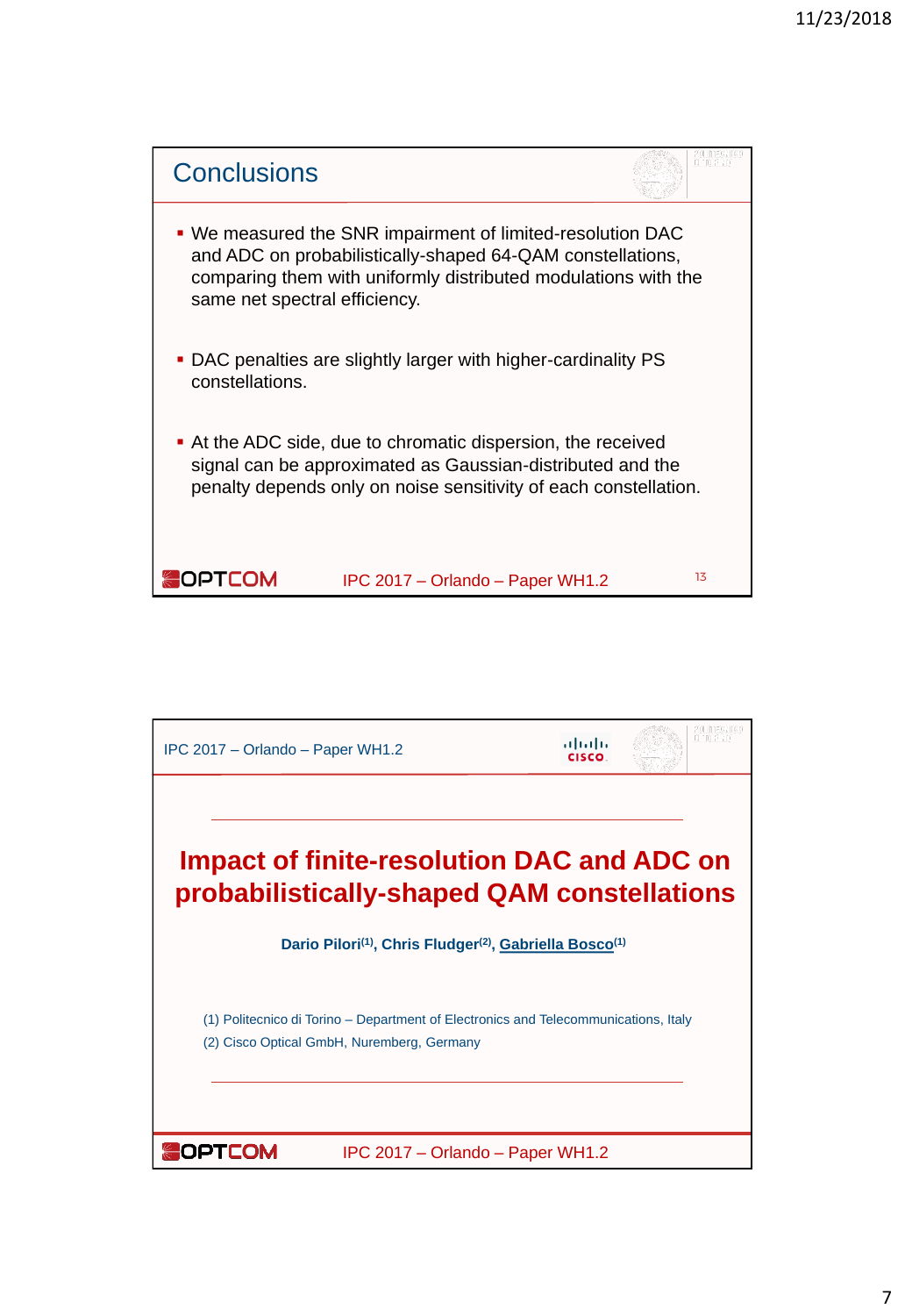## Conclusions

- We measured the SNR impairment of limited-resolution DAC and ADC on probabilistically-shaped 64-QAM constellations, comparing them with uniformly distributed modulations with the same net spectral efficiency.
- DAC penalties are slightly larger with higher-cardinality PS constellations.
- At the ADC side, due to chromatic dispersion, the received signal can be approximated as Gaussian-distributed and the penalty depends only on noise sensitivity of each constellation.

# Impact of finite-resolution DAC and ADC on probabilistically-shaped QAM constellations

**Dario Pilori[1], Chris Fludger[2], Gabriella Bosco[1]**

(1) Politecnico di Torino – Department of Electronics and Telecommunications, Italy

(2) Cisco Optical GmbH, Nuremberg, Germany